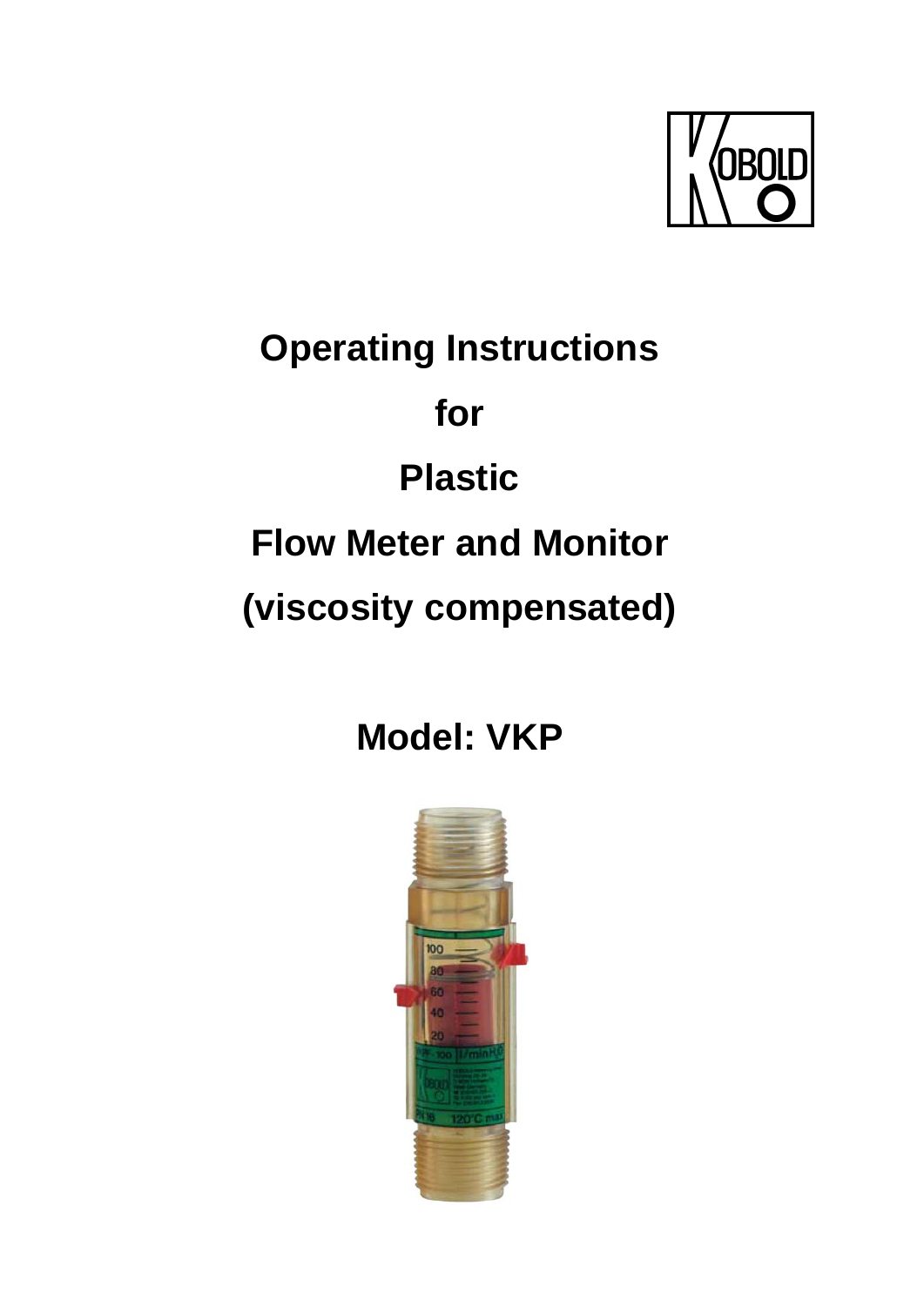# Operating Instructions

# for

# Plastic

# Flow Meter and Monitor

# (viscosity compensated)

## Model: VKP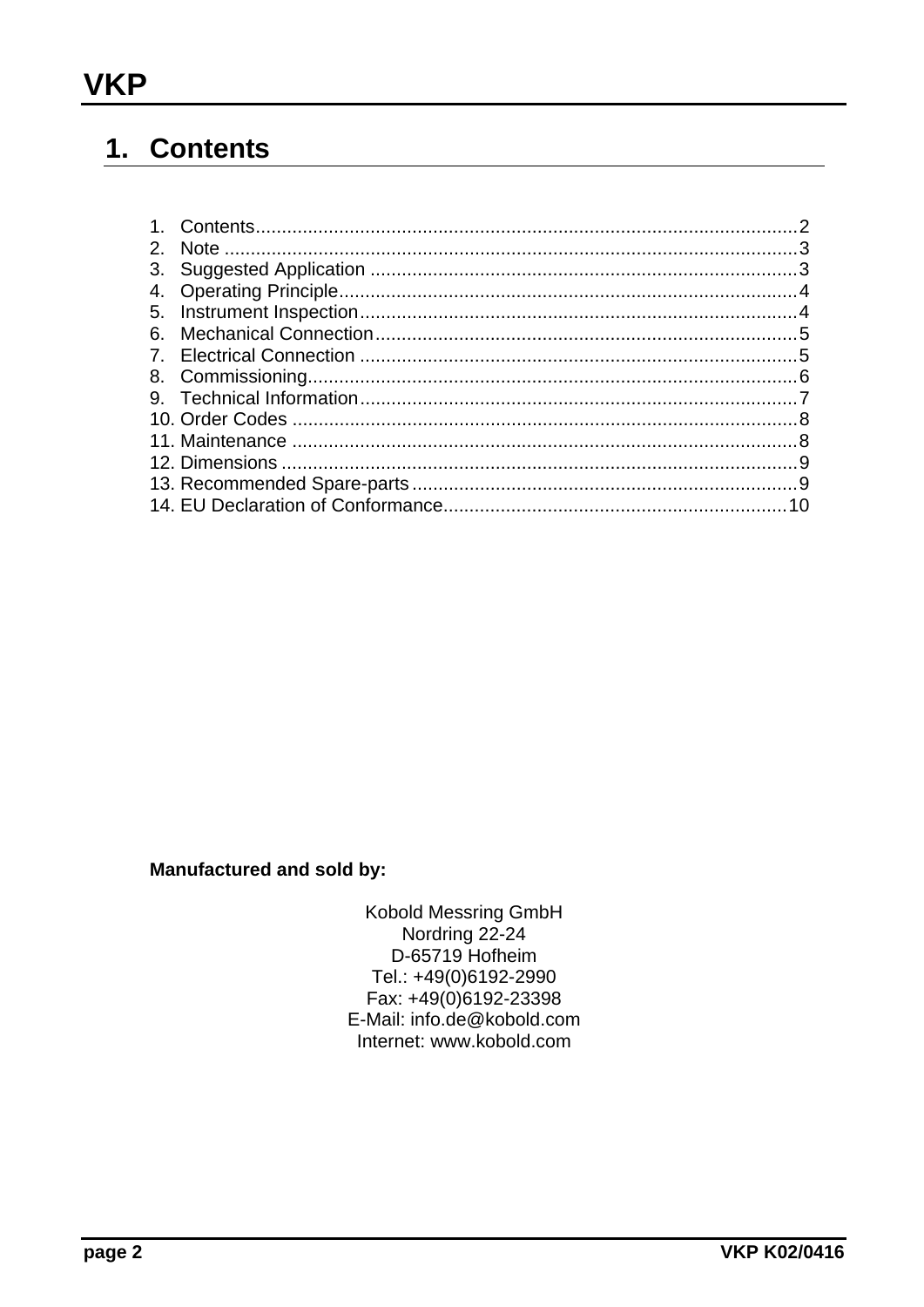# 1. Contents

1. Contents........................................................................................................2
2. Note ..............................................................................................................3
3. Suggested Application ..................................................................................3
4. Operating Principle........................................................................................4
5. Instrument Inspection....................................................................................4
6. Mechanical Connection.................................................................................5
7. Electrical Connection ....................................................................................5
8. Commissioning..............................................................................................6
9. Technical Information....................................................................................7
10. Order Codes ................................................................................................8
11. Maintenance ................................................................................................8
12. Dimensions ..................................................................................................9
13. Recommended Spare-parts ..........................................................................9
14. EU Declaration of Conformance..................................................................10

**Manufactured and sold by:**

Kobold Messring GmbH
Nordring 22-24
D-65719 Hofheim
Tel.: +49(0)6192-2990
Fax: +49(0)6192-23398
E-Mail: info.de@kobold.com
Internet: www.kobold.com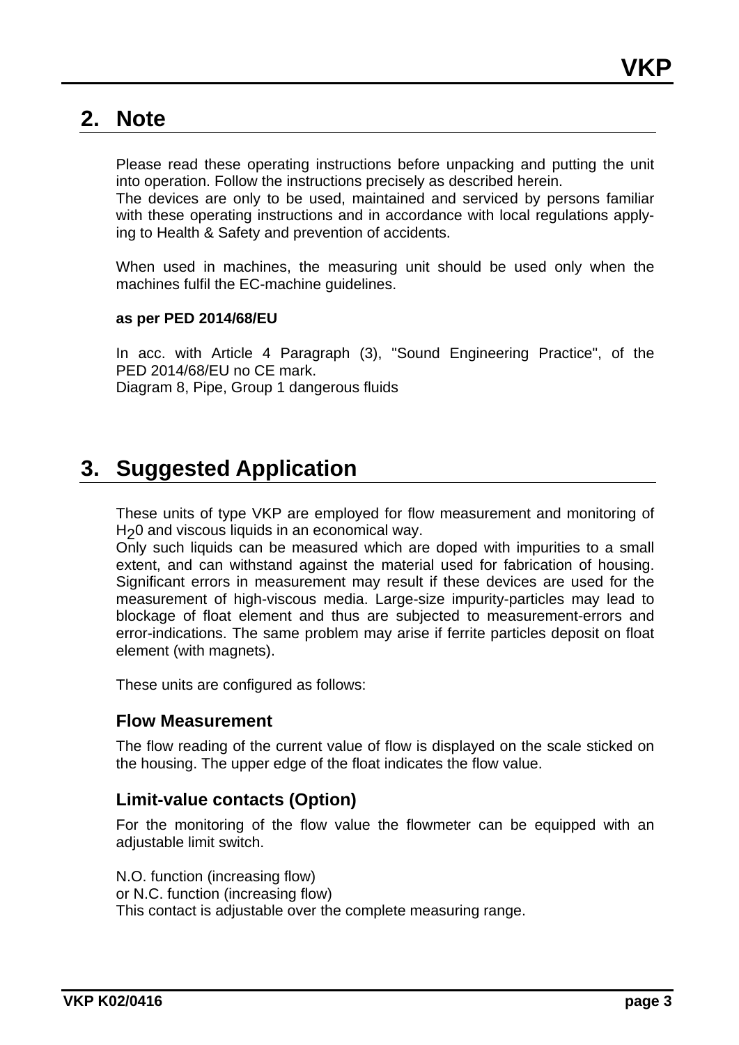## 2. Note

Please read these operating instructions before unpacking and putting the unit into operation. Follow the instructions precisely as described herein.
The devices are only to be used, maintained and serviced by persons familiar with these operating instructions and in accordance with local regulations applying to Health & Safety and prevention of accidents.

When used in machines, the measuring unit should be used only when the machines fulfil the EC-machine guidelines.

**as per PED 2014/68/EU**

In acc. with Article 4 Paragraph (3), "Sound Engineering Practice", of the PED 2014/68/EU no CE mark.
Diagram 8, Pipe, Group 1 dangerous fluids

## 3. Suggested Application

These units of type VKP are employed for flow measurement and monitoring of $H_20$ and viscous liquids in an economical way.
Only such liquids can be measured which are doped with impurities to a small extent, and can withstand against the material used for fabrication of housing. Significant errors in measurement may result if these devices are used for the measurement of high-viscous media. Large-size impurity-particles may lead to blockage of float element and thus are subjected to measurement-errors and error-indications. The same problem may arise if ferrite particles deposit on float element (with magnets).

These units are configured as follows:

### Flow Measurement

The flow reading of the current value of flow is displayed on the scale sticked on the housing. The upper edge of the float indicates the flow value.

### Limit-value contacts (Option)

For the monitoring of the flow value the flowmeter can be equipped with an adjustable limit switch.

N.O. function (increasing flow)
or N.C. function (increasing flow)
This contact is adjustable over the complete measuring range.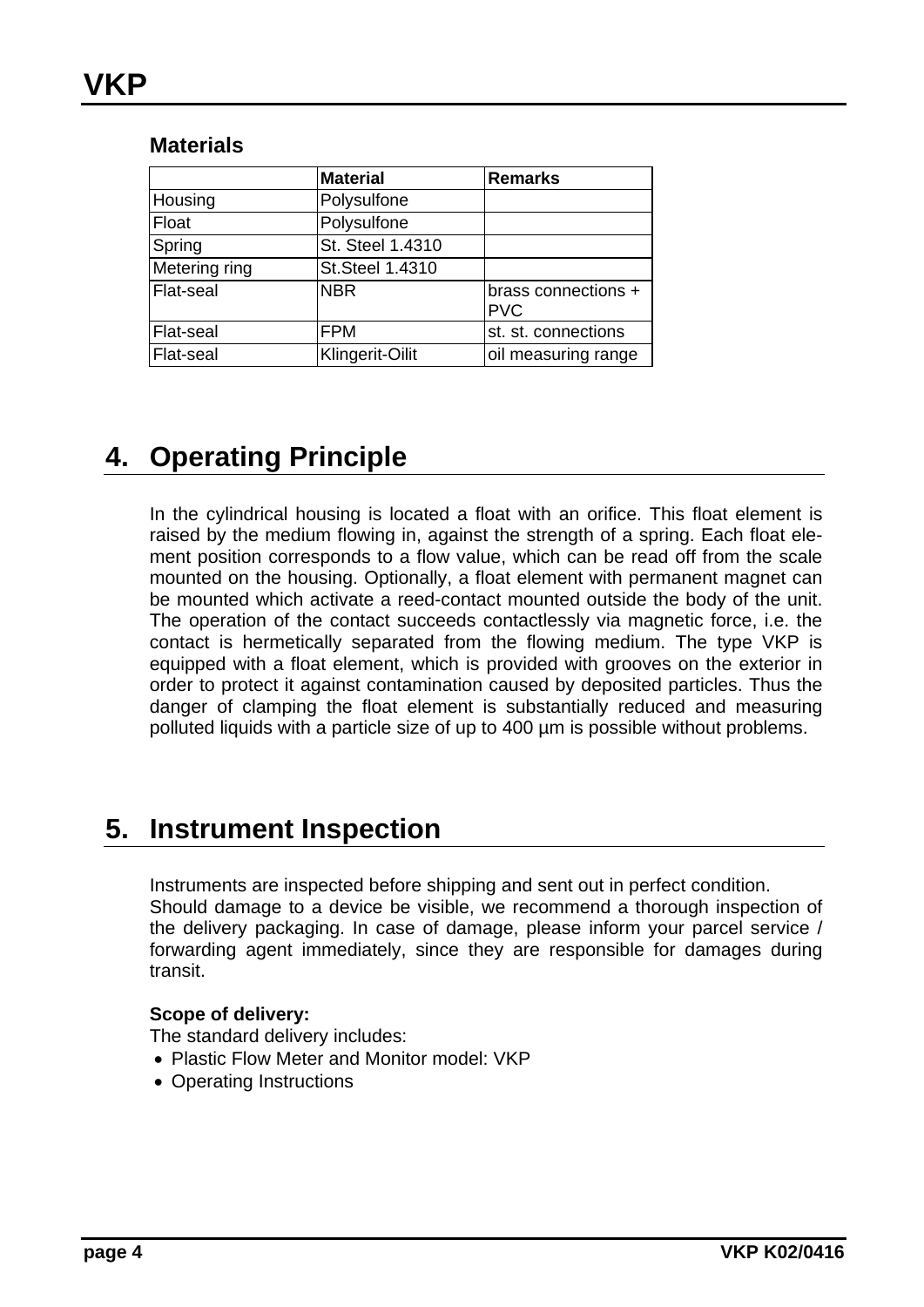### Materials

| | Material | Remarks |
|---|---|---|
| Housing | Polysulfone | |
| Float | Polysulfone | |
| Spring | St. Steel 1.4310 | |
| Metering ring | St.Steel 1.4310 | |
| Flat-seal | NBR | brass connections + PVC |
| Flat-seal | FPM | st. st. connections |
| Flat-seal | Klingerit-Oilit | oil measuring range |

## 4. Operating Principle

In the cylindrical housing is located a float with an orifice. This float element is raised by the medium flowing in, against the strength of a spring. Each float element position corresponds to a flow value, which can be read off from the scale mounted on the housing. Optionally, a float element with permanent magnet can be mounted which activate a reed-contact mounted outside the body of the unit. The operation of the contact succeeds contactlessly via magnetic force, i.e. the contact is hermetically separated from the flowing medium. The type VKP is equipped with a float element, which is provided with grooves on the exterior in order to protect it against contamination caused by deposited particles. Thus the danger of clamping the float element is substantially reduced and measuring polluted liquids with a particle size of up to 400 µm is possible without problems.

## 5. Instrument Inspection

Instruments are inspected before shipping and sent out in perfect condition.
Should damage to a device be visible, we recommend a thorough inspection of the delivery packaging. In case of damage, please inform your parcel service / forwarding agent immediately, since they are responsible for damages during transit.

**Scope of delivery:**
The standard delivery includes:

- Plastic Flow Meter and Monitor model: VKP
- Operating Instructions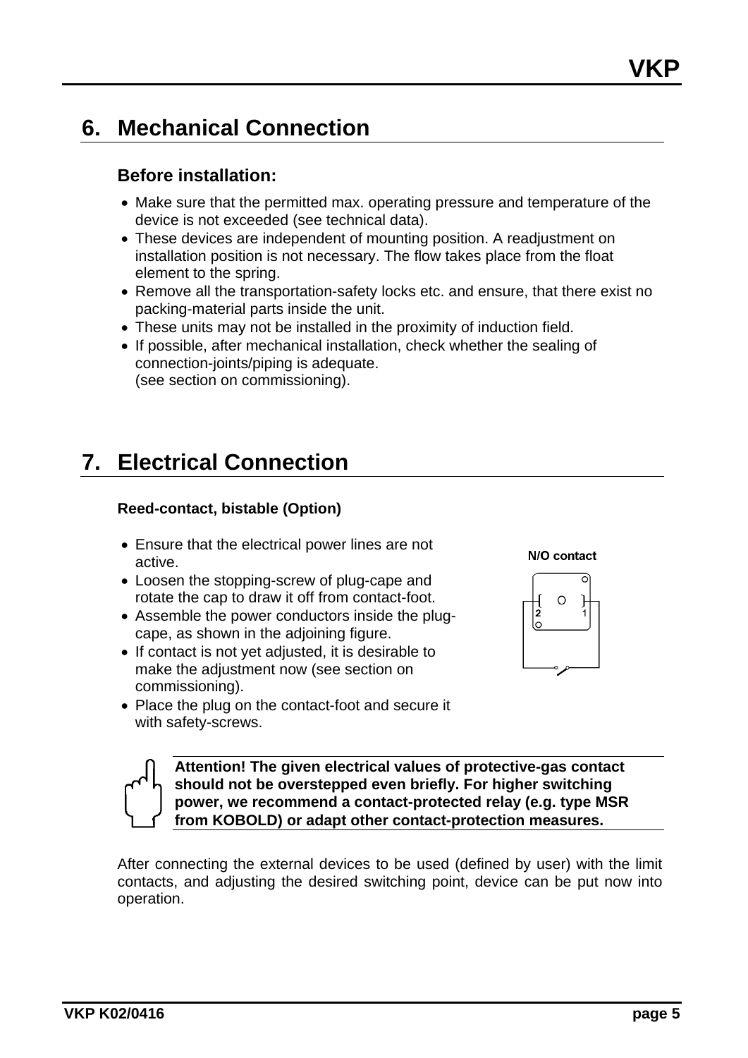# 6. Mechanical Connection

## Before installation:

- Make sure that the permitted max. operating pressure and temperature of the device is not exceeded (see technical data).
- These devices are independent of mounting position. A readjustment on installation position is not necessary. The flow takes place from the float element to the spring.
- Remove all the transportation-safety locks etc. and ensure, that there exist no packing-material parts inside the unit.
- These units may not be installed in the proximity of induction field.
- If possible, after mechanical installation, check whether the sealing of connection-joints/piping is adequate.  
  (see section on commissioning).

# 7. Electrical Connection

**Reed-contact, bistable (Option)**

- Ensure that the electrical power lines are not active.
- Loosen the stopping-screw of plug-cape and rotate the cap to draw it off from contact-foot.
- Assemble the power conductors inside the plug-cape, as shown in the adjoining figure.
- If contact is not yet adjusted, it is desirable to make the adjustment now (see section on commissioning).
- Place the plug on the contact-foot and secure it with safety-screws.

**N/O contact**

2 1

**Attention! The given electrical values of protective-gas contact should not be overstepped even briefly. For higher switching power, we recommend a contact-protected relay (e.g. type MSR from KOBOLD) or adapt other contact-protection measures.**

After connecting the external devices to be used (defined by user) with the limit contacts, and adjusting the desired switching point, device can be put now into operation.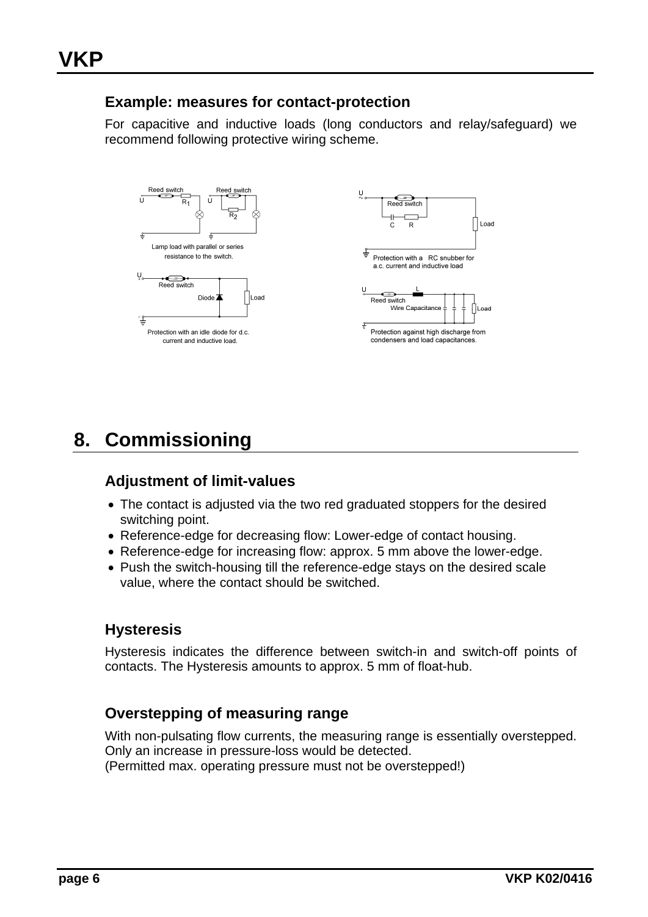## Example: measures for contact-protection

For capacitive and inductive loads (long conductors and relay/safeguard) we recommend following protective wiring scheme.

Lamp load with parallel or series resistance to the switch.

Protection with a RC snubber for a.c. current and inductive load

Protection with an idle diode for d.c. current and inductive load.

Protection against high discharge from condensers and load capacitances.

# 8. Commissioning

## Adjustment of limit-values

- The contact is adjusted via the two red graduated stoppers for the desired switching point.
- Reference-edge for decreasing flow: Lower-edge of contact housing.
- Reference-edge for increasing flow: approx. 5 mm above the lower-edge.
- Push the switch-housing till the reference-edge stays on the desired scale value, where the contact should be switched.

## Hysteresis

Hysteresis indicates the difference between switch-in and switch-off points of contacts. The Hysteresis amounts to approx. 5 mm of float-hub.

## Overstepping of measuring range

With non-pulsating flow currents, the measuring range is essentially overstepped. Only an increase in pressure-loss would be detected.
(Permitted max. operating pressure must not be overstepped!)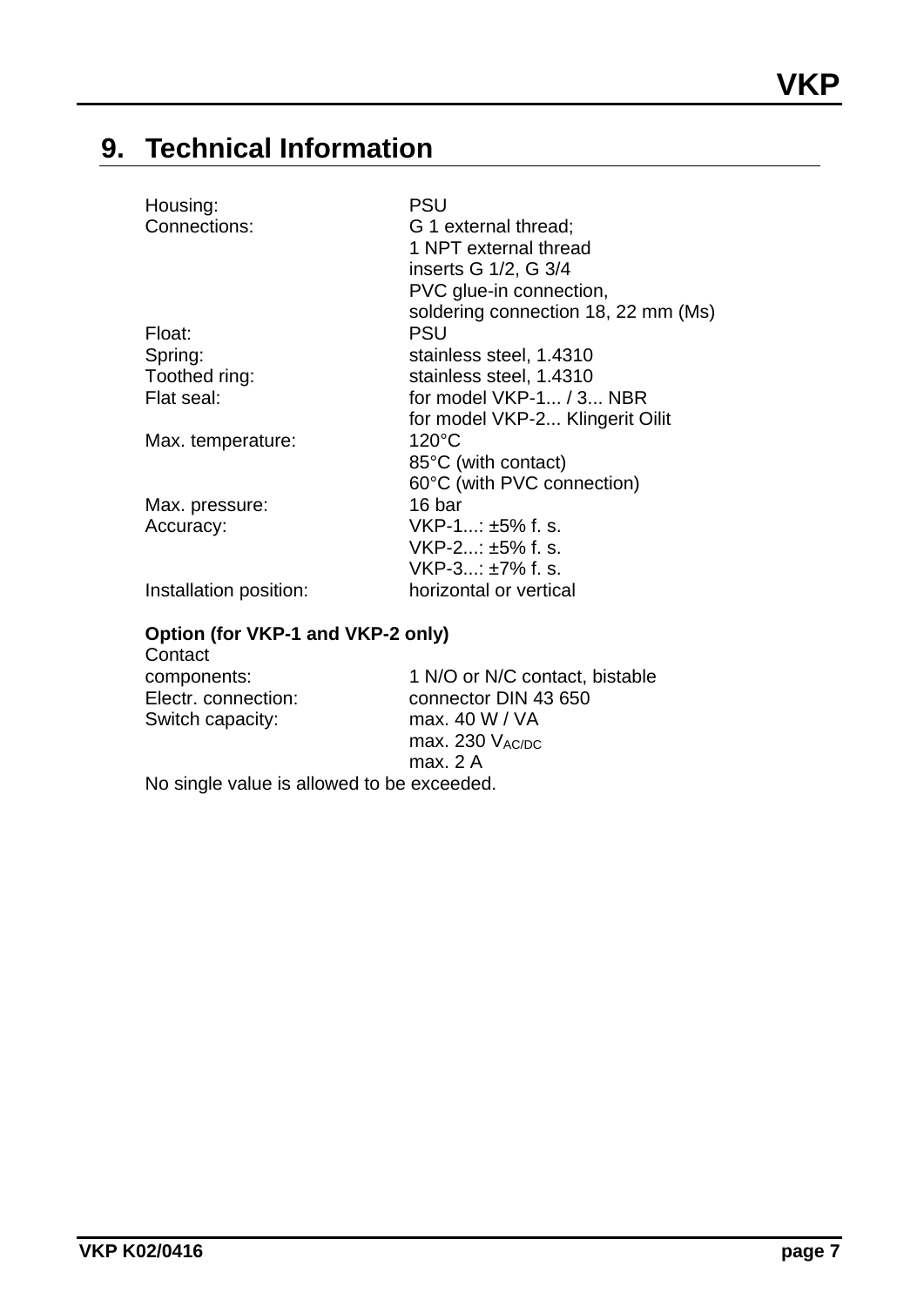## 9. Technical Information

| | |
|---|---|
| Housing: | PSU |
| Connections: | G 1 external thread;<br>1 NPT external thread<br>inserts G 1/2, G 3/4<br>PVC glue-in connection,<br>soldering connection 18, 22 mm (Ms) |
| Float: | PSU |
| Spring: | stainless steel, 1.4310 |
| Toothed ring: | stainless steel, 1.4310 |
| Flat seal: | for model VKP-1... / 3... NBR<br>for model VKP-2... Klingerit Oilit |
| Max. temperature: | 120°C<br>85°C (with contact)<br>60°C (with PVC connection) |
| Max. pressure: | 16 bar |
| Accuracy: | VKP-1...: ±5% f. s.<br>VKP-2...: ±5% f. s.<br>VKP-3...: ±7% f. s. |
| Installation position: | horizontal or vertical |

**Option (for VKP-1 and VKP-2 only)**

| | |
|---|---|
| Contact components: | 1 N/O or N/C contact, bistable |
| Electr. connection: | connector DIN 43 650 |
| Switch capacity: | max. 40 W / VA<br>max. 230 $V_{AC/DC}$<br>max. 2 A |

No single value is allowed to be exceeded.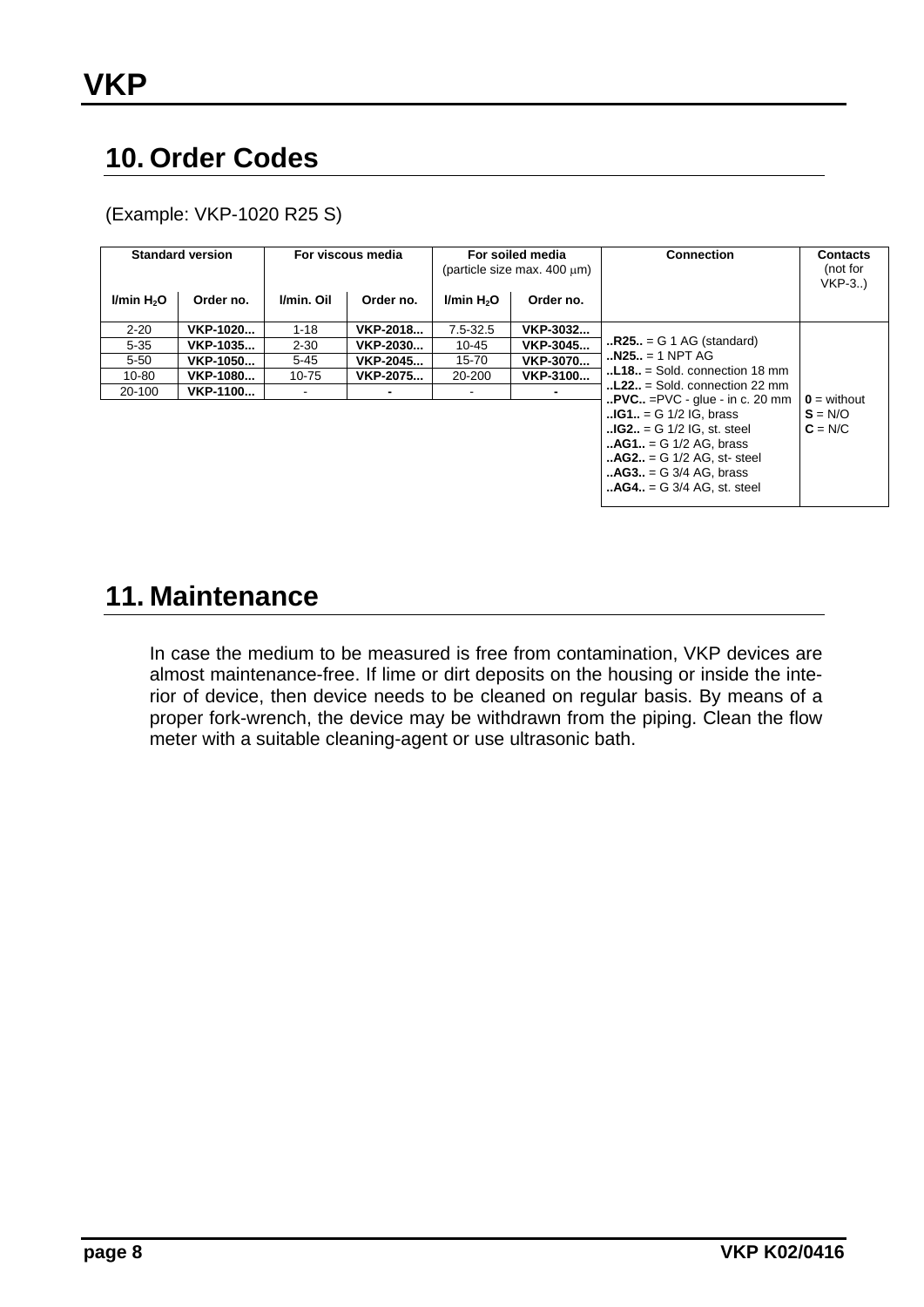## 10. Order Codes

(Example: VKP-1020 R25 S)

| Standard version | | For viscous media | | For soiled media (particle size max. 400 μm) | | Connection | Contacts (not for VKP-3..) |
|---|---|---|---|---|---|---|---|
| l/min $H_2O$ | Order no. | l/min. Oil | Order no. | l/min $H_2O$ | Order no. | | |
| 2-20 | **VKP-1020...** | 1-18 | **VKP-2018...** | 7.5-32.5 | **VKP-3032...** | **..R25..** = G 1 AG (standard) | **0** = without |
| 5-35 | **VKP-1035...** | 2-30 | **VKP-2030...** | 10-45 | **VKP-3045...** | **..N25..** = 1 NPT AG | **S** = N/O |
| 5-50 | **VKP-1050...** | 5-45 | **VKP-2045...** | 15-70 | **VKP-3070...** | **..L18..** = Sold. connection 18 mm | **C** = N/C |
| 10-80 | **VKP-1080...** | 10-75 | **VKP-2075...** | 20-200 | **VKP-3100...** | **..L22..** = Sold. connection 22 mm | |
| 20-100 | **VKP-1100...** | - | - | - | - | **..PVC..** =PVC - glue - in c. 20 mm | |
| | | | | | | **..IG1..** = G 1/2 IG, brass | |
| | | | | | | **..IG2..** = G 1/2 IG, st. steel | |
| | | | | | | **..AG1..** = G 1/2 AG, brass | |
| | | | | | | **..AG2..** = G 1/2 AG, st- steel | |
| | | | | | | **..AG3..** = G 3/4 AG, brass | |
| | | | | | | **..AG4..** = G 3/4 AG, st. steel | |

## 11. Maintenance

In case the medium to be measured is free from contamination, VKP devices are almost maintenance-free. If lime or dirt deposits on the housing or inside the interior of device, then device needs to be cleaned on regular basis. By means of a proper fork-wrench, the device may be withdrawn from the piping. Clean the flow meter with a suitable cleaning-agent or use ultrasonic bath.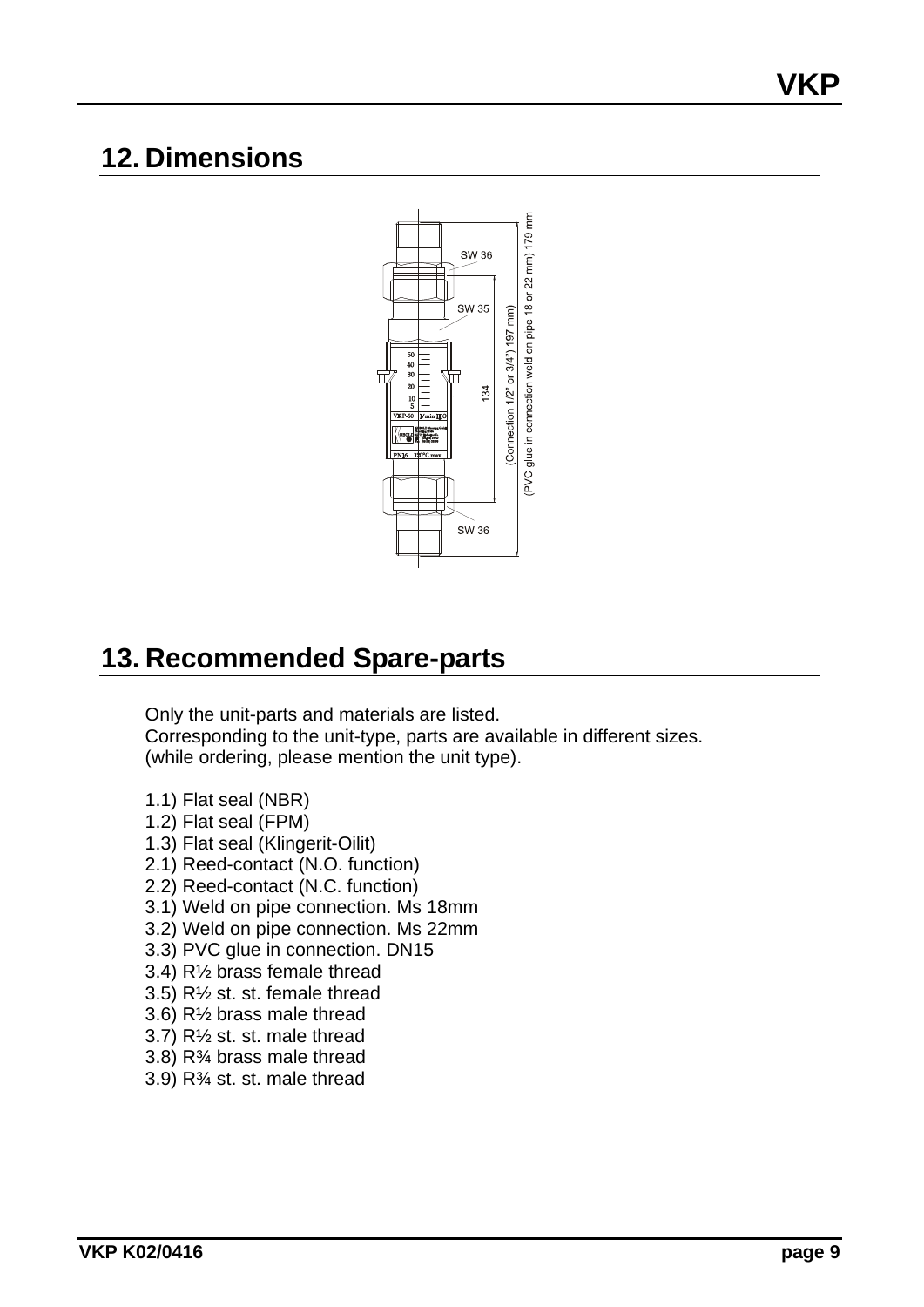## 12. Dimensions

## 13. Recommended Spare-parts

Only the unit-parts and materials are listed.
Corresponding to the unit-type, parts are available in different sizes.
(while ordering, please mention the unit type).

1.1) Flat seal (NBR)
1.2) Flat seal (FPM)
1.3) Flat seal (Klingerit-Oilit)
2.1) Reed-contact (N.O. function)
2.2) Reed-contact (N.C. function)
3.1) Weld on pipe connection. Ms 18mm
3.2) Weld on pipe connection. Ms 22mm
3.3) PVC glue in connection. DN15
3.4) R½ brass female thread
3.5) R½ st. st. female thread
3.6) R½ brass male thread
3.7) R½ st. st. male thread
3.8) R¾ brass male thread
3.9) R¾ st. st. male thread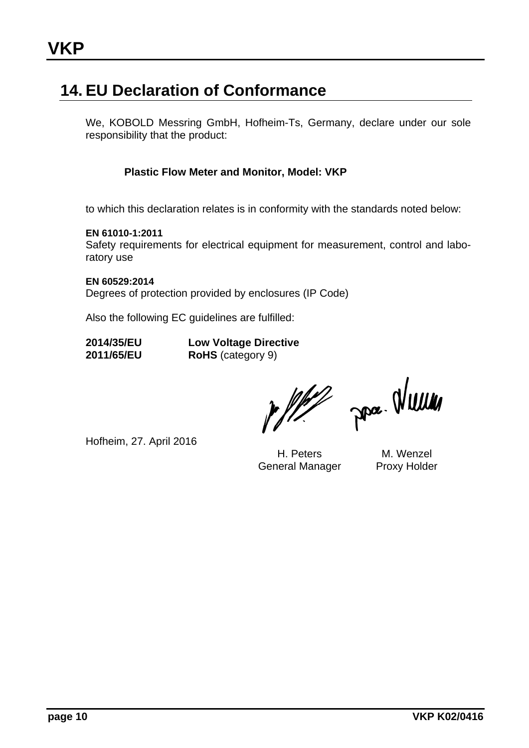## 14. EU Declaration of Conformance

We, KOBOLD Messring GmbH, Hofheim-Ts, Germany, declare under our sole responsibility that the product:

**Plastic Flow Meter and Monitor, Model: VKP**

to which this declaration relates is in conformity with the standards noted below:

**EN 61010-1:2011**
Safety requirements for electrical equipment for measurement, control and laboratory use

**EN 60529:2014**
Degrees of protection provided by enclosures (IP Code)

Also the following EC guidelines are fulfilled:

| | |
|---|---|
| **2014/35/EU** | **Low Voltage Directive** |
| **2011/65/EU** | **RoHS** (category 9) |

Hofheim, 27. April 2016

| | |
|---|---|
| H. Peters | M. Wenzel |
| General Manager | Proxy Holder |